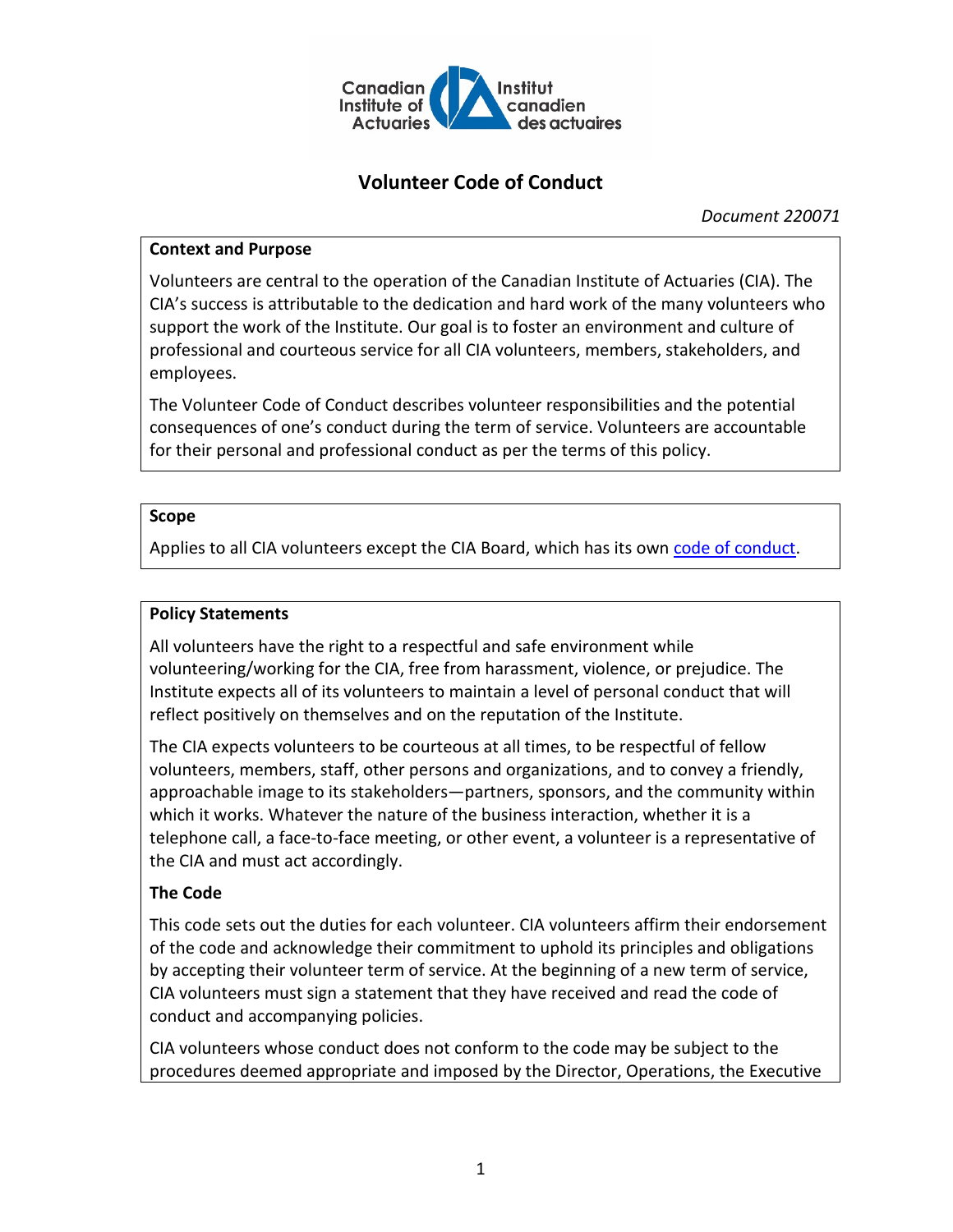# Volunteer Code of Conduct

*Document 220071*

## Context and Purpose

Volunteers are central to the operation of the Canadian Institute of Actuaries (CIA). The CIA's success is attributable to the dedication and hard work of the many volunteers who support the work of the Institute. Our goal is to foster an environment and culture of professional and courteous service for all CIA volunteers, members, stakeholders, and employees.

The Volunteer Code of Conduct describes volunteer responsibilities and the potential consequences of one's conduct during the term of service. Volunteers are accountable for their personal and professional conduct as per the terms of this policy.

## Scope

Applies to all CIA volunteers except the CIA Board, which has its own code of conduct.

## Policy Statements

All volunteers have the right to a respectful and safe environment while volunteering/working for the CIA, free from harassment, violence, or prejudice. The Institute expects all of its volunteers to maintain a level of personal conduct that will reflect positively on themselves and on the reputation of the Institute.

The CIA expects volunteers to be courteous at all times, to be respectful of fellow volunteers, members, staff, other persons and organizations, and to convey a friendly, approachable image to its stakeholders—partners, sponsors, and the community within which it works. Whatever the nature of the business interaction, whether it is a telephone call, a face-to-face meeting, or other event, a volunteer is a representative of the CIA and must act accordingly.

### The Code

This code sets out the duties for each volunteer. CIA volunteers affirm their endorsement of the code and acknowledge their commitment to uphold its principles and obligations by accepting their volunteer term of service. At the beginning of a new term of service, CIA volunteers must sign a statement that they have received and read the code of conduct and accompanying policies.

CIA volunteers whose conduct does not conform to the code may be subject to the procedures deemed appropriate and imposed by the Director, Operations, the Executive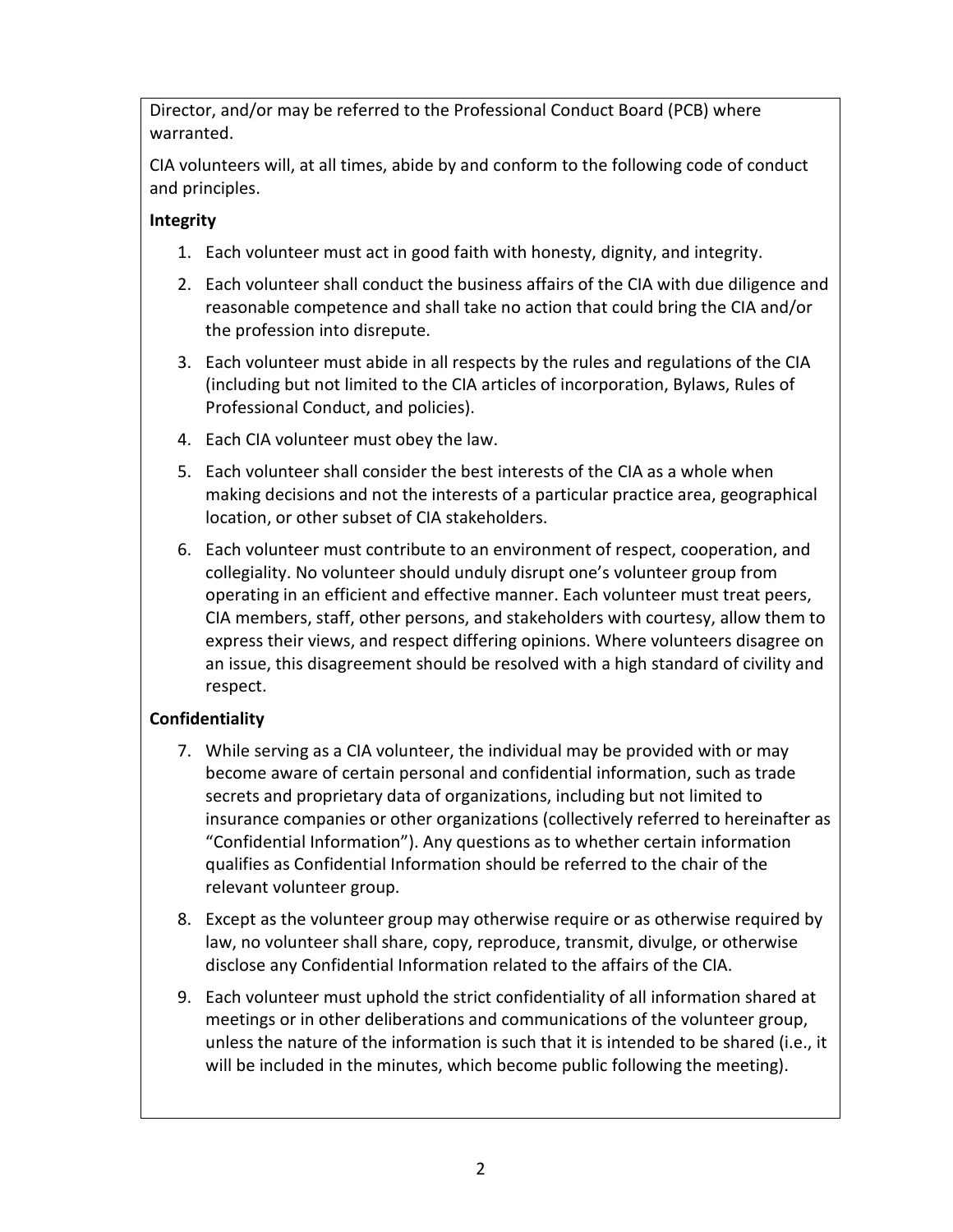Director, and/or may be referred to the Professional Conduct Board (PCB) where warranted.

CIA volunteers will, at all times, abide by and conform to the following code of conduct and principles.

**Integrity**

1. Each volunteer must act in good faith with honesty, dignity, and integrity.
2. Each volunteer shall conduct the business affairs of the CIA with due diligence and reasonable competence and shall take no action that could bring the CIA and/or the profession into disrepute.
3. Each volunteer must abide in all respects by the rules and regulations of the CIA (including but not limited to the CIA articles of incorporation, Bylaws, Rules of Professional Conduct, and policies).
4. Each CIA volunteer must obey the law.
5. Each volunteer shall consider the best interests of the CIA as a whole when making decisions and not the interests of a particular practice area, geographical location, or other subset of CIA stakeholders.
6. Each volunteer must contribute to an environment of respect, cooperation, and collegiality. No volunteer should unduly disrupt one's volunteer group from operating in an efficient and effective manner. Each volunteer must treat peers, CIA members, staff, other persons, and stakeholders with courtesy, allow them to express their views, and respect differing opinions. Where volunteers disagree on an issue, this disagreement should be resolved with a high standard of civility and respect.

**Confidentiality**

7. While serving as a CIA volunteer, the individual may be provided with or may become aware of certain personal and confidential information, such as trade secrets and proprietary data of organizations, including but not limited to insurance companies or other organizations (collectively referred to hereinafter as "Confidential Information"). Any questions as to whether certain information qualifies as Confidential Information should be referred to the chair of the relevant volunteer group.
8. Except as the volunteer group may otherwise require or as otherwise required by law, no volunteer shall share, copy, reproduce, transmit, divulge, or otherwise disclose any Confidential Information related to the affairs of the CIA.
9. Each volunteer must uphold the strict confidentiality of all information shared at meetings or in other deliberations and communications of the volunteer group, unless the nature of the information is such that it is intended to be shared (i.e., it will be included in the minutes, which become public following the meeting).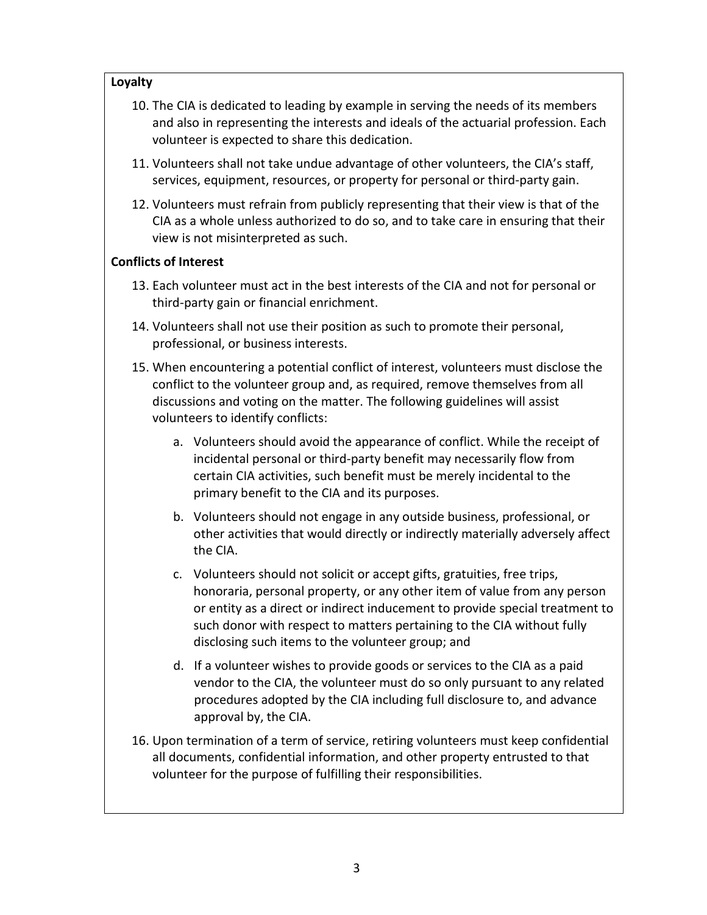**Loyalty**

10. The CIA is dedicated to leading by example in serving the needs of its members and also in representing the interests and ideals of the actuarial profession. Each volunteer is expected to share this dedication.
11. Volunteers shall not take undue advantage of other volunteers, the CIA's staff, services, equipment, resources, or property for personal or third-party gain.
12. Volunteers must refrain from publicly representing that their view is that of the CIA as a whole unless authorized to do so, and to take care in ensuring that their view is not misinterpreted as such.

**Conflicts of Interest**

13. Each volunteer must act in the best interests of the CIA and not for personal or third-party gain or financial enrichment.
14. Volunteers shall not use their position as such to promote their personal, professional, or business interests.
15. When encountering a potential conflict of interest, volunteers must disclose the conflict to the volunteer group and, as required, remove themselves from all discussions and voting on the matter. The following guidelines will assist volunteers to identify conflicts:
    a. Volunteers should avoid the appearance of conflict. While the receipt of incidental personal or third-party benefit may necessarily flow from certain CIA activities, such benefit must be merely incidental to the primary benefit to the CIA and its purposes.
    b. Volunteers should not engage in any outside business, professional, or other activities that would directly or indirectly materially adversely affect the CIA.
    c. Volunteers should not solicit or accept gifts, gratuities, free trips, honoraria, personal property, or any other item of value from any person or entity as a direct or indirect inducement to provide special treatment to such donor with respect to matters pertaining to the CIA without fully disclosing such items to the volunteer group; and
    d. If a volunteer wishes to provide goods or services to the CIA as a paid vendor to the CIA, the volunteer must do so only pursuant to any related procedures adopted by the CIA including full disclosure to, and advance approval by, the CIA.
16. Upon termination of a term of service, retiring volunteers must keep confidential all documents, confidential information, and other property entrusted to that volunteer for the purpose of fulfilling their responsibilities.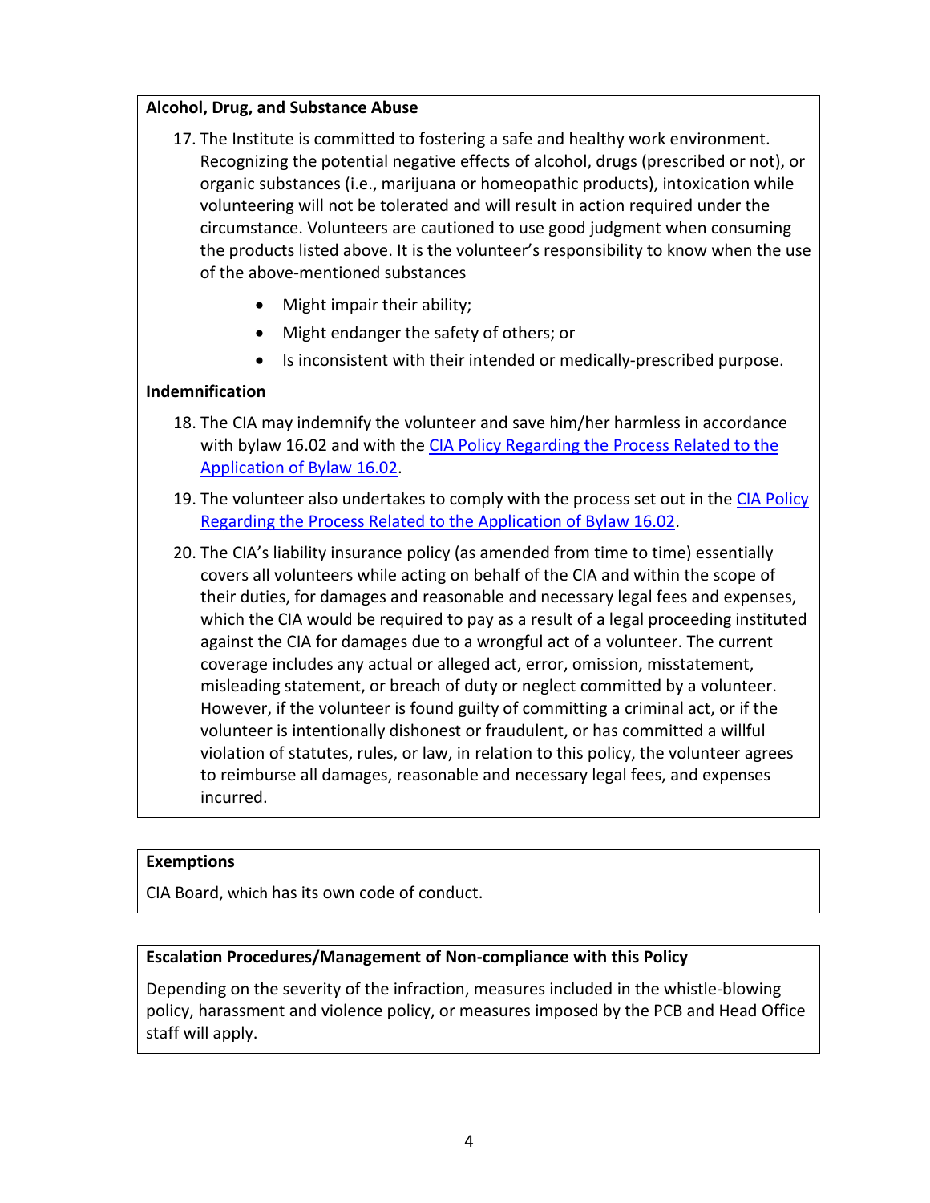**Alcohol, Drug, and Substance Abuse**

17. The Institute is committed to fostering a safe and healthy work environment. Recognizing the potential negative effects of alcohol, drugs (prescribed or not), or organic substances (i.e., marijuana or homeopathic products), intoxication while volunteering will not be tolerated and will result in action required under the circumstance. Volunteers are cautioned to use good judgment when consuming the products listed above. It is the volunteer's responsibility to know when the use of the above-mentioned substances
    - Might impair their ability;
    - Might endanger the safety of others; or
    - Is inconsistent with their intended or medically-prescribed purpose.

**Indemnification**

18. The CIA may indemnify the volunteer and save him/her harmless in accordance with bylaw 16.02 and with the [CIA Policy Regarding the Process Related to the Application of Bylaw 16.02](#).
19. The volunteer also undertakes to comply with the process set out in the [CIA Policy Regarding the Process Related to the Application of Bylaw 16.02](#).
20. The CIA's liability insurance policy (as amended from time to time) essentially covers all volunteers while acting on behalf of the CIA and within the scope of their duties, for damages and reasonable and necessary legal fees and expenses, which the CIA would be required to pay as a result of a legal proceeding instituted against the CIA for damages due to a wrongful act of a volunteer. The current coverage includes any actual or alleged act, error, omission, misstatement, misleading statement, or breach of duty or neglect committed by a volunteer. However, if the volunteer is found guilty of committing a criminal act, or if the volunteer is intentionally dishonest or fraudulent, or has committed a willful violation of statutes, rules, or law, in relation to this policy, the volunteer agrees to reimburse all damages, reasonable and necessary legal fees, and expenses incurred.

**Exemptions**

CIA Board, which has its own code of conduct.

**Escalation Procedures/Management of Non-compliance with this Policy**

Depending on the severity of the infraction, measures included in the whistle-blowing policy, harassment and violence policy, or measures imposed by the PCB and Head Office staff will apply.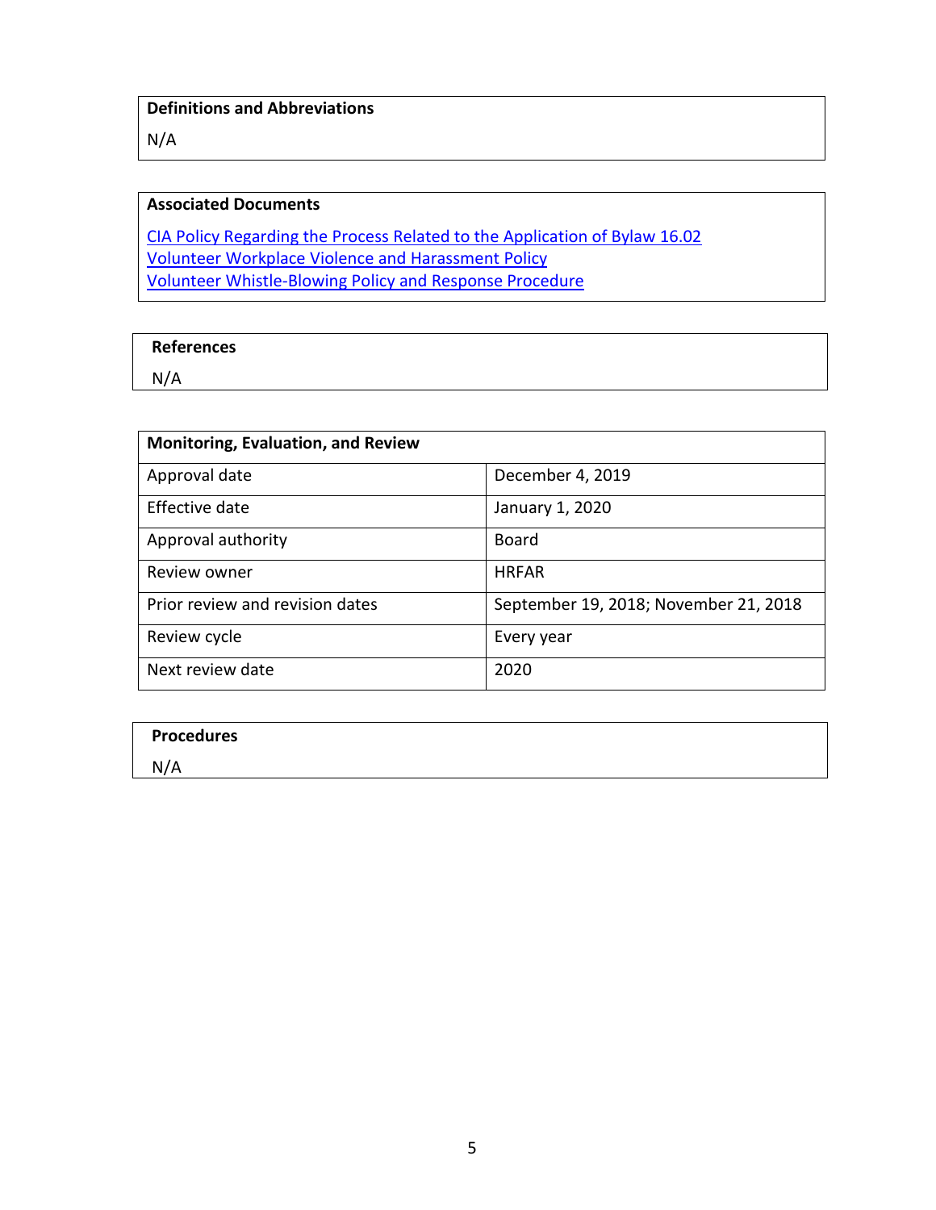**Definitions and Abbreviations**

N/A

**Associated Documents**

CIA Policy Regarding the Process Related to the Application of Bylaw 16.02
Volunteer Workplace Violence and Harassment Policy
Volunteer Whistle-Blowing Policy and Response Procedure

**References**

N/A

| **Monitoring, Evaluation, and Review** | |
|---|---|
| Approval date | December 4, 2019 |
| Effective date | January 1, 2020 |
| Approval authority | Board |
| Review owner | HRFAR |
| Prior review and revision dates | September 19, 2018; November 21, 2018 |
| Review cycle | Every year |
| Next review date | 2020 |

**Procedures**

N/A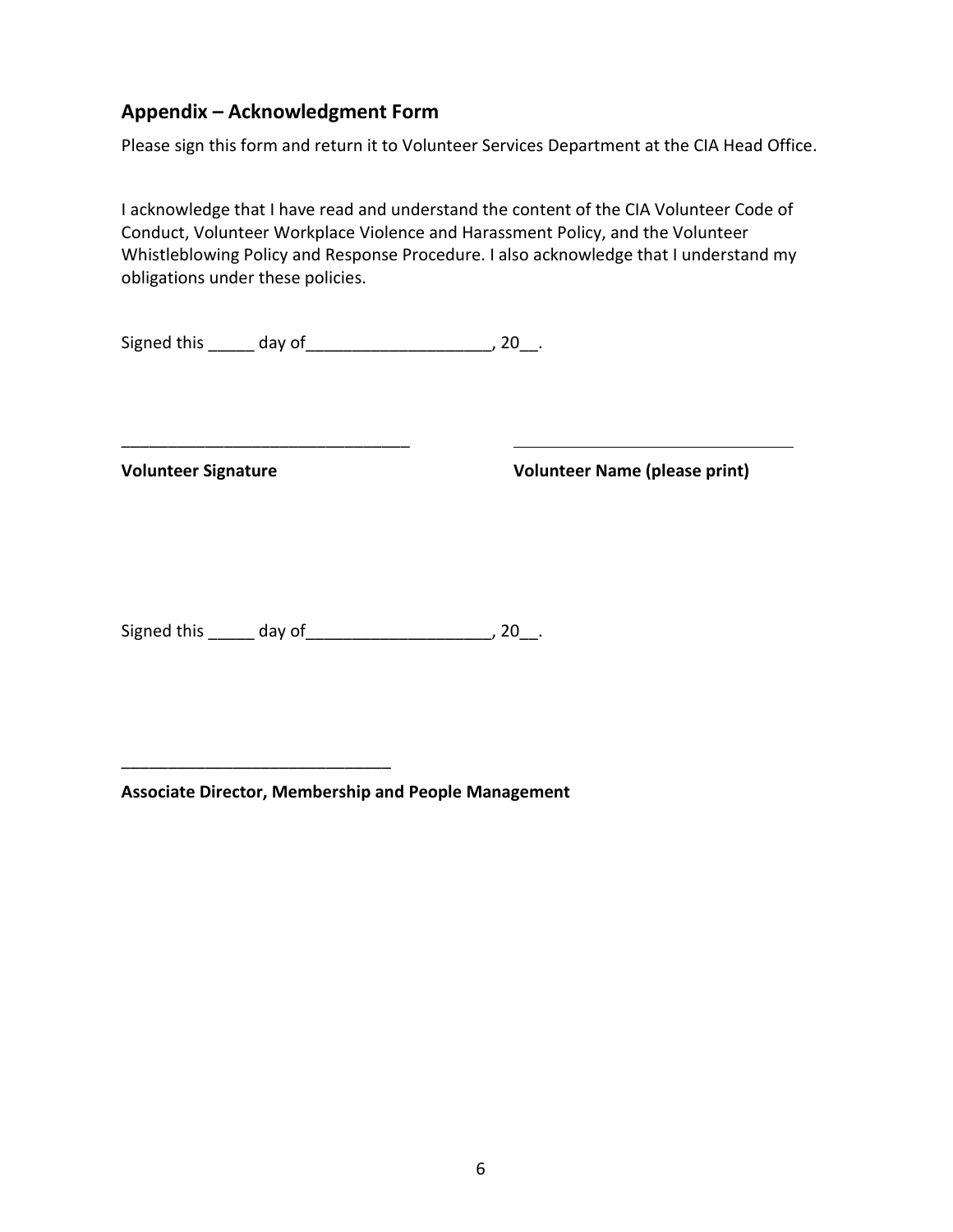## Appendix – Acknowledgment Form

Please sign this form and return it to Volunteer Services Department at the CIA Head Office.

I acknowledge that I have read and understand the content of the CIA Volunteer Code of Conduct, Volunteer Workplace Violence and Harassment Policy, and the Volunteer Whistleblowing Policy and Response Procedure. I also acknowledge that I understand my obligations under these policies.

Signed this _____ day of____________________, 20__.

| | |
|---|---|
| _______________________________ | _______________________________ |
| **Volunteer Signature** | **Volunteer Name (please print)** |

Signed this _____ day of____________________, 20__.

_____________________________

**Associate Director, Membership and People Management**